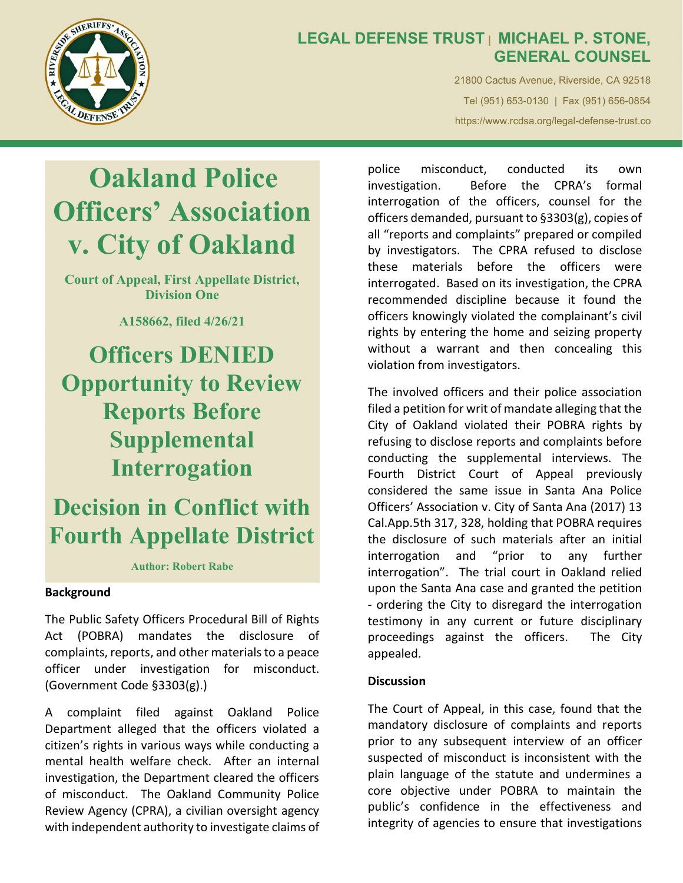**LEGAL DEFENSE TRUST | MICHAEL P. STONE, GENERAL COUNSEL**

21800 Cactus Avenue, Riverside, CA 92518

Tel (951) 653-0130 | Fax (951) 656-0854

https://www.rcdsa.org/legal-defense-trust.co

# Oakland Police Officers' Association v. City of Oakland

**Court of Appeal, First Appellate District, Division One**

**A158662, filed 4/26/21**

## Officers DENIED Opportunity to Review Reports Before Supplemental Interrogation

## Decision in Conflict with Fourth Appellate District

**Author: Robert Rabe**

### Background

The Public Safety Officers Procedural Bill of Rights Act (POBRA) mandates the disclosure of complaints, reports, and other materials to a peace officer under investigation for misconduct. (Government Code §3303(g).)

A complaint filed against Oakland Police Department alleged that the officers violated a citizen's rights in various ways while conducting a mental health welfare check. After an internal investigation, the Department cleared the officers of misconduct. The Oakland Community Police Review Agency (CPRA), a civilian oversight agency with independent authority to investigate claims of police misconduct, conducted its own investigation. Before the CPRA's formal interrogation of the officers, counsel for the officers demanded, pursuant to §3303(g), copies of all "reports and complaints" prepared or compiled by investigators. The CPRA refused to disclose these materials before the officers were interrogated. Based on its investigation, the CPRA recommended discipline because it found the officers knowingly violated the complainant's civil rights by entering the home and seizing property without a warrant and then concealing this violation from investigators.

The involved officers and their police association filed a petition for writ of mandate alleging that the City of Oakland violated their POBRA rights by refusing to disclose reports and complaints before conducting the supplemental interviews. The Fourth District Court of Appeal previously considered the same issue in Santa Ana Police Officers' Association v. City of Santa Ana (2017) 13 Cal.App.5th 317, 328, holding that POBRA requires the disclosure of such materials after an initial interrogation and "prior to any further interrogation". The trial court in Oakland relied upon the Santa Ana case and granted the petition - ordering the City to disregard the interrogation testimony in any current or future disciplinary proceedings against the officers. The City appealed.

### Discussion

The Court of Appeal, in this case, found that the mandatory disclosure of complaints and reports prior to any subsequent interview of an officer suspected of misconduct is inconsistent with the plain language of the statute and undermines a core objective under POBRA to maintain the public's confidence in the effectiveness and integrity of agencies to ensure that investigations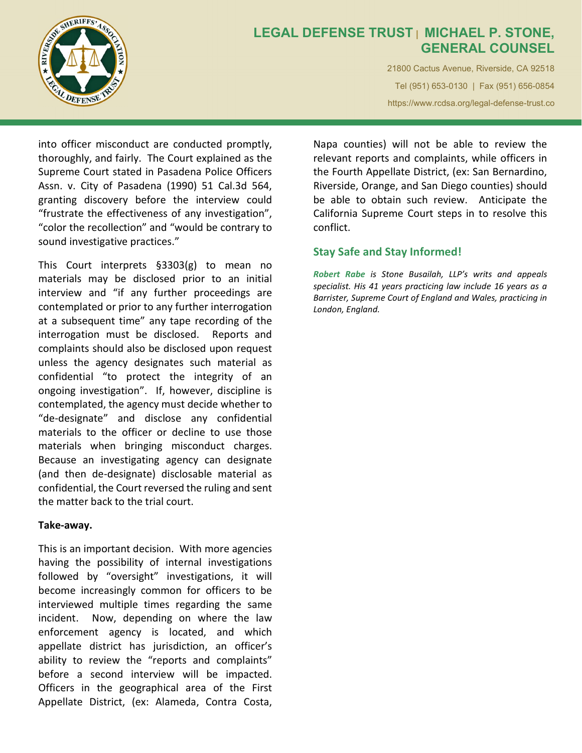into officer misconduct are conducted promptly, thoroughly, and fairly. The Court explained as the Supreme Court stated in Pasadena Police Officers Assn. v. City of Pasadena (1990) 51 Cal.3d 564, granting discovery before the interview could "frustrate the effectiveness of any investigation", "color the recollection" and "would be contrary to sound investigative practices."

This Court interprets §3303(g) to mean no materials may be disclosed prior to an initial interview and "if any further proceedings are contemplated or prior to any further interrogation at a subsequent time" any tape recording of the interrogation must be disclosed. Reports and complaints should also be disclosed upon request unless the agency designates such material as confidential "to protect the integrity of an ongoing investigation". If, however, discipline is contemplated, the agency must decide whether to "de-designate" and disclose any confidential materials to the officer or decline to use those materials when bringing misconduct charges. Because an investigating agency can designate (and then de-designate) disclosable material as confidential, the Court reversed the ruling and sent the matter back to the trial court.

**Take-away.**

This is an important decision. With more agencies having the possibility of internal investigations followed by "oversight" investigations, it will become increasingly common for officers to be interviewed multiple times regarding the same incident. Now, depending on where the law enforcement agency is located, and which appellate district has jurisdiction, an officer's ability to review the "reports and complaints" before a second interview will be impacted. Officers in the geographical area of the First Appellate District, (ex: Alameda, Contra Costa, Napa counties) will not be able to review the relevant reports and complaints, while officers in the Fourth Appellate District, (ex: San Bernardino, Riverside, Orange, and San Diego counties) should be able to obtain such review. Anticipate the California Supreme Court steps in to resolve this conflict.

## Stay Safe and Stay Informed!

***Robert Rabe*** *is Stone Busailah, LLP's writs and appeals specialist. His 41 years practicing law include 16 years as a Barrister, Supreme Court of England and Wales, practicing in London, England.*